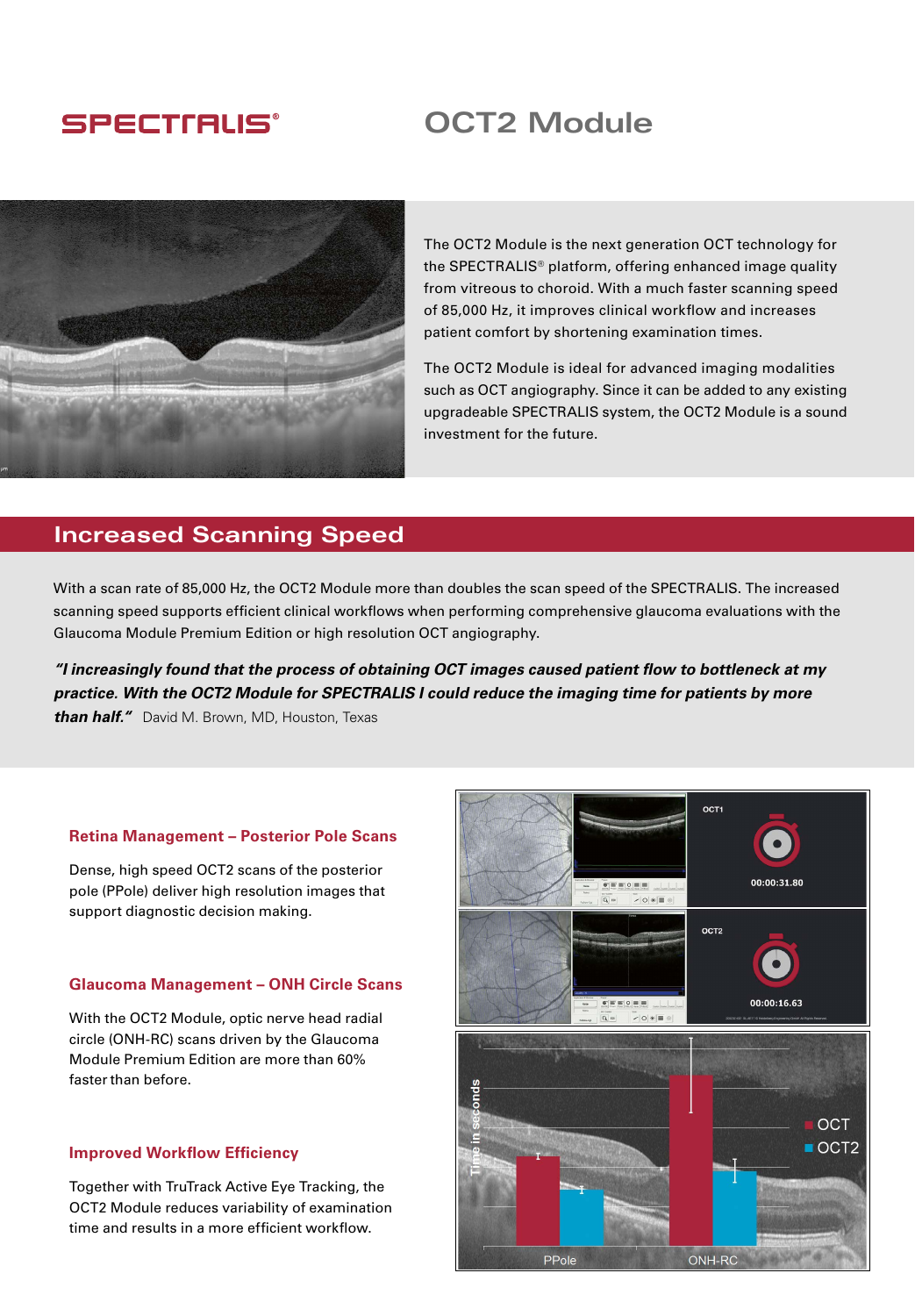SPECTRALIS®

# OCT2 Module

The OCT2 Module is the next generation OCT technology for the SPECTRALIS® platform, offering enhanced image quality from vitreous to choroid. With a much faster scanning speed of 85,000 Hz, it improves clinical workflow and increases patient comfort by shortening examination times.

The OCT2 Module is ideal for advanced imaging modalities such as OCT angiography. Since it can be added to any existing upgradeable SPECTRALIS system, the OCT2 Module is a sound investment for the future.

## Increased Scanning Speed

With a scan rate of 85,000 Hz, the OCT2 Module more than doubles the scan speed of the SPECTRALIS. The increased scanning speed supports efficient clinical workflows when performing comprehensive glaucoma evaluations with the Glaucoma Module Premium Edition or high resolution OCT angiography.

***"I increasingly found that the process of obtaining OCT images caused patient flow to bottleneck at my practice. With the OCT2 Module for SPECTRALIS I could reduce the imaging time for patients by more than half."*** David M. Brown, MD, Houston, Texas

### Retina Management – Posterior Pole Scans

Dense, high speed OCT2 scans of the posterior pole (PPole) deliver high resolution images that support diagnostic decision making.

### Glaucoma Management – ONH Circle Scans

With the OCT2 Module, optic nerve head radial circle (ONH-RC) scans driven by the Glaucoma Module Premium Edition are more than 60% faster than before.

### Improved Workflow Efficiency

Together with TruTrack Active Eye Tracking, the OCT2 Module reduces variability of examination time and results in a more efficient workflow.

OCT1 00:00:31.80

OCT2 00:00:16.63

Time in seconds — OCT / OCT2 — PPole, ONH-RC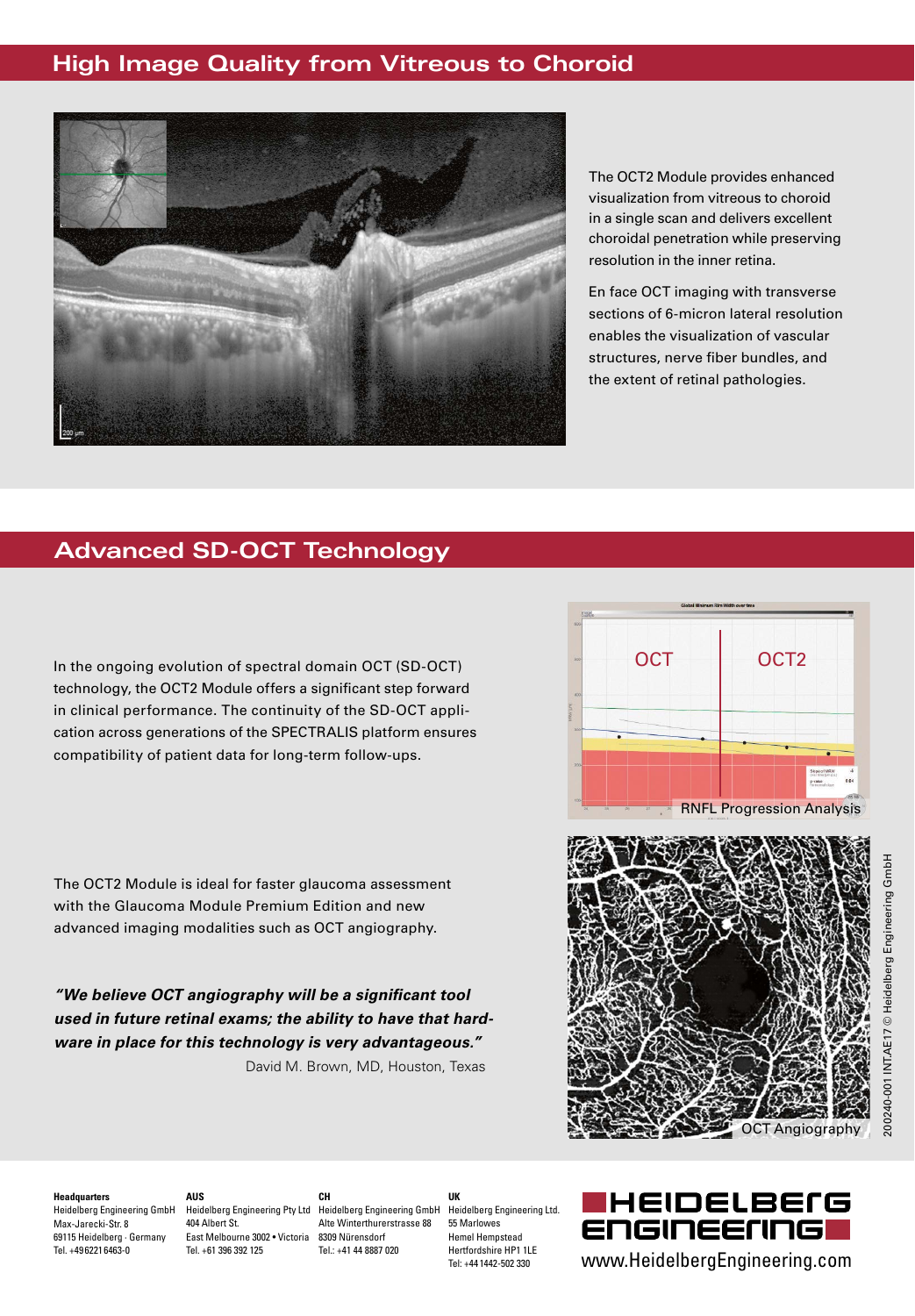## High Image Quality from Vitreous to Choroid

The OCT2 Module provides enhanced visualization from vitreous to choroid in a single scan and delivers excellent choroidal penetration while preserving resolution in the inner retina.

En face OCT imaging with transverse sections of 6-micron lateral resolution enables the visualization of vascular structures, nerve fiber bundles, and the extent of retinal pathologies.

## Advanced SD-OCT Technology

In the ongoing evolution of spectral domain OCT (SD-OCT) technology, the OCT2 Module offers a significant step forward in clinical performance. The continuity of the SD-OCT application across generations of the SPECTRALIS platform ensures compatibility of patient data for long-term follow-ups.

OCT

OCT2

RNFL Progression Analysis

The OCT2 Module is ideal for faster glaucoma assessment with the Glaucoma Module Premium Edition and new advanced imaging modalities such as OCT angiography.

***"We believe OCT angiography will be a significant tool used in future retinal exams; the ability to have that hardware in place for this technology is very advantageous."***

David M. Brown, MD, Houston, Texas

OCT Angiography

200240-001 INT.AE17 © Heidelberg Engineering GmbH

**Headquarters**
Heidelberg Engineering GmbH
Max-Jarecki-Str. 8
69115 Heidelberg · Germany
Tel. +49 6221 6463-0

**AUS**
Heidelberg Engineering Pty Ltd
404 Albert St.
East Melbourne 3002 • Victoria
Tel. +61 396 392 125

**CH**
Heidelberg Engineering GmbH
Alte Winterthurerstrasse 88
8309 Nürensdorf
Tel.: +41 44 8887 020

**UK**
Heidelberg Engineering Ltd.
55 Marlowes
Hemel Hempstead
Hertfordshire HP1 1LE
Tel: +44 1442-502 330

HEIDELBERG ENGINEERING

www.HeidelbergEngineering.com